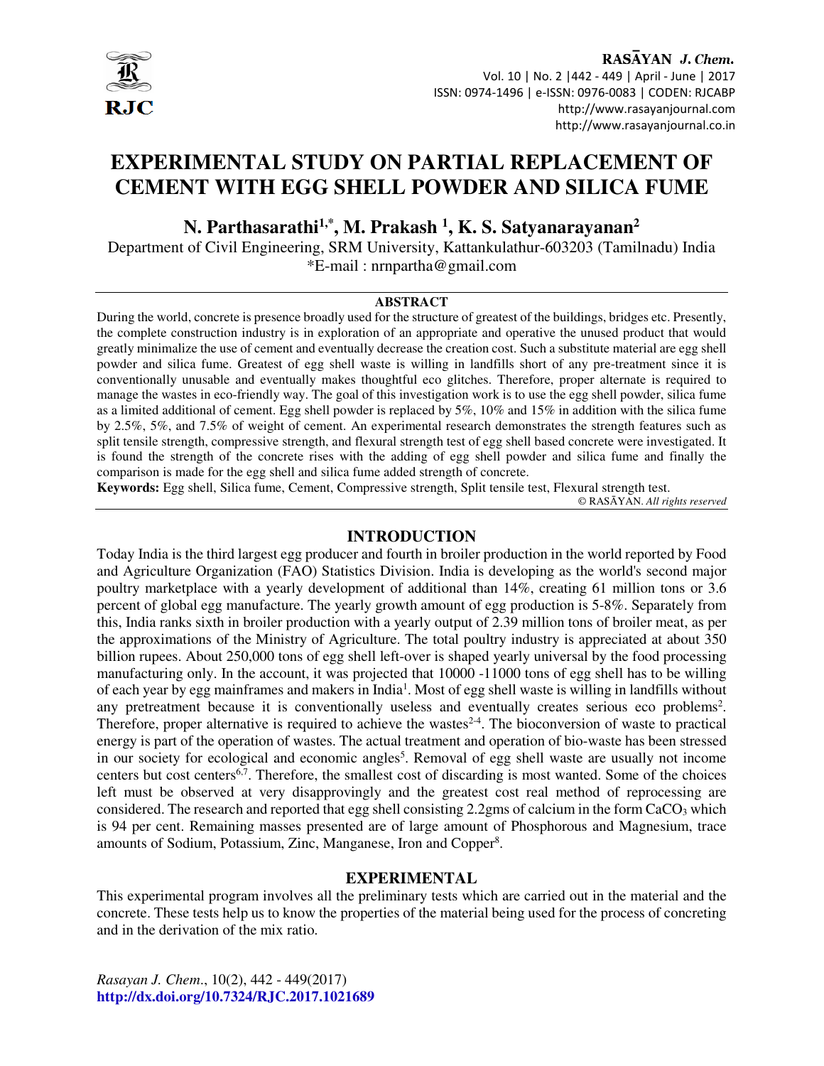# EXPERIMENTAL STUDY ON PARTIAL REPLACEMENT OF CEMENT WITH EGG SHELL POWDER AND SILICA FUME

**N. Parthasarathi[1,*], M. Prakash [1], K. S. Satyanarayanan[2]**

Department of Civil Engineering, SRM University, Kattankulathur-603203 (Tamilnadu) India

*E-mail : nrnpartha@gmail.com

## ABSTRACT

During the world, concrete is presence broadly used for the structure of greatest of the buildings, bridges etc. Presently, the complete construction industry is in exploration of an appropriate and operative the unused product that would greatly minimalize the use of cement and eventually decrease the creation cost. Such a substitute material are egg shell powder and silica fume. Greatest of egg shell waste is willing in landfills short of any pre-treatment since it is conventionally unusable and eventually makes thoughtful eco glitches. Therefore, proper alternate is required to manage the wastes in eco-friendly way. The goal of this investigation work is to use the egg shell powder, silica fume as a limited additional of cement. Egg shell powder is replaced by 5%, 10% and 15% in addition with the silica fume by 2.5%, 5%, and 7.5% of weight of cement. An experimental research demonstrates the strength features such as split tensile strength, compressive strength, and flexural strength test of egg shell based concrete were investigated. It is found the strength of the concrete rises with the adding of egg shell powder and silica fume and finally the comparison is made for the egg shell and silica fume added strength of concrete.

**Keywords:** Egg shell, Silica fume, Cement, Compressive strength, Split tensile test, Flexural strength test.

© RASĀYAN. *All rights reserved*

## INTRODUCTION

Today India is the third largest egg producer and fourth in broiler production in the world reported by Food and Agriculture Organization (FAO) Statistics Division. India is developing as the world's second major poultry marketplace with a yearly development of additional than 14%, creating 61 million tons or 3.6 percent of global egg manufacture. The yearly growth amount of egg production is 5-8%. Separately from this, India ranks sixth in broiler production with a yearly output of 2.39 million tons of broiler meat, as per the approximations of the Ministry of Agriculture. The total poultry industry is appreciated at about 350 billion rupees. About 250,000 tons of egg shell left-over is shaped yearly universal by the food processing manufacturing only. In the account, it was projected that 10000 -11000 tons of egg shell has to be willing of each year by egg mainframes and makers in India[1]. Most of egg shell waste is willing in landfills without any pretreatment because it is conventionally useless and eventually creates serious eco problems[2]. Therefore, proper alternative is required to achieve the wastes[2-4]. The bioconversion of waste to practical energy is part of the operation of wastes. The actual treatment and operation of bio-waste has been stressed in our society for ecological and economic angles[5]. Removal of egg shell waste are usually not income centers but cost centers[6,7]. Therefore, the smallest cost of discarding is most wanted. Some of the choices left must be observed at very disapprovingly and the greatest cost real method of reprocessing are considered. The research and reported that egg shell consisting 2.2gms of calcium in the form $CaCO_3$ which is 94 per cent. Remaining masses presented are of large amount of Phosphorous and Magnesium, trace amounts of Sodium, Potassium, Zinc, Manganese, Iron and Copper[8].

## EXPERIMENTAL

This experimental program involves all the preliminary tests which are carried out in the material and the concrete. These tests help us to know the properties of the material being used for the process of concreting and in the derivation of the mix ratio.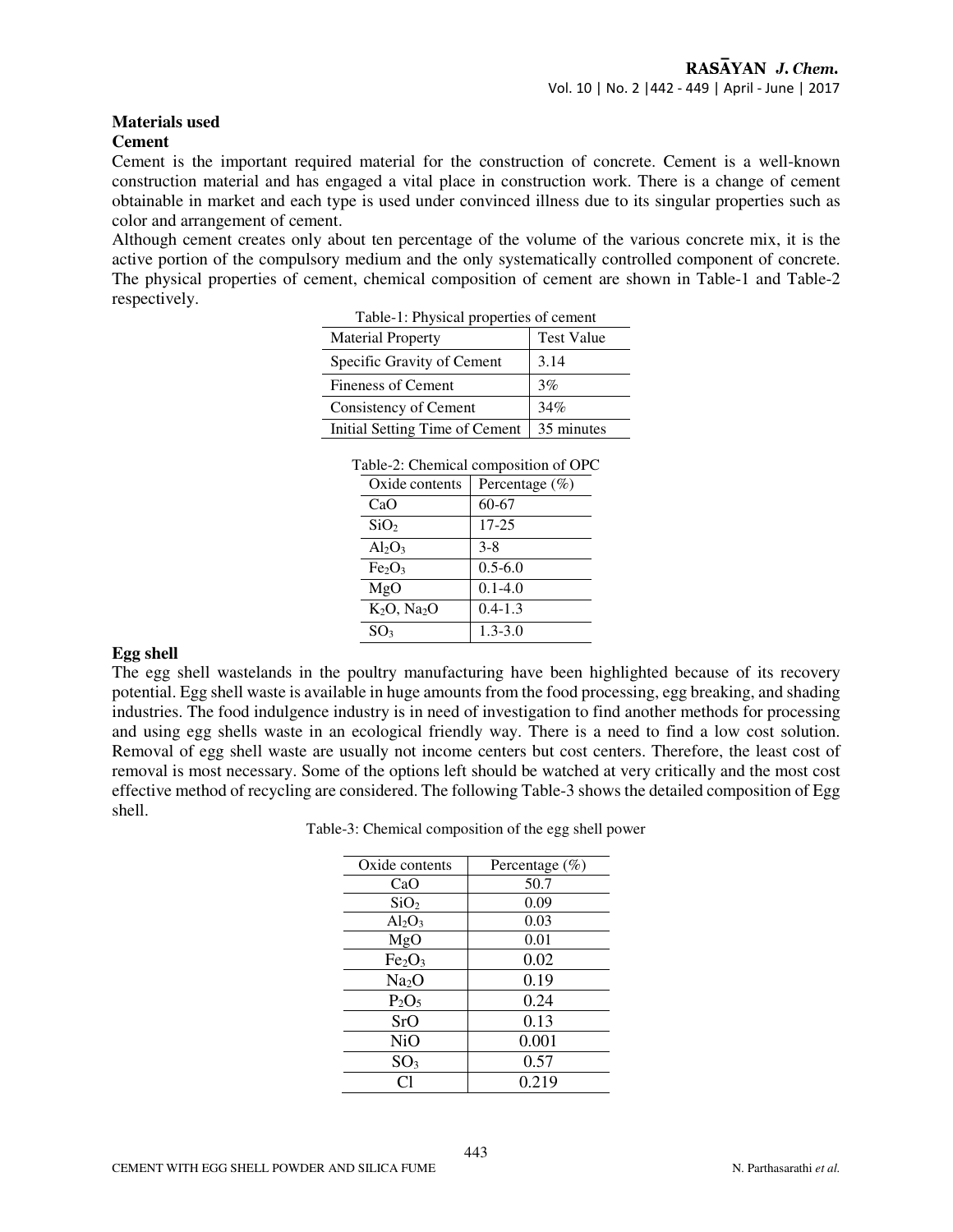## Materials used

### Cement

Cement is the important required material for the construction of concrete. Cement is a well-known construction material and has engaged a vital place in construction work. There is a change of cement obtainable in market and each type is used under convinced illness due to its singular properties such as color and arrangement of cement.

Although cement creates only about ten percentage of the volume of the various concrete mix, it is the active portion of the compulsory medium and the only systematically controlled component of concrete. The physical properties of cement, chemical composition of cement are shown in Table-1 and Table-2 respectively.

Table-1: Physical properties of cement

| Material Property | Test Value |
|---|---|
| Specific Gravity of Cement | 3.14 |
| Fineness of Cement | 3% |
| Consistency of Cement | 34% |
| Initial Setting Time of Cement | 35 minutes |

Table-2: Chemical composition of OPC

| Oxide contents | Percentage (%) |
|---|---|
| $CaO$ | 60-67 |
| $SiO_2$ | 17-25 |
| $Al_2O_3$ | 3-8 |
| $Fe_2O_3$ | 0.5-6.0 |
| $MgO$ | 0.1-4.0 |
| $K_2O$, $Na_2O$ | 0.4-1.3 |
| $SO_3$ | 1.3-3.0 |

### Egg shell

The egg shell wastelands in the poultry manufacturing have been highlighted because of its recovery potential. Egg shell waste is available in huge amounts from the food processing, egg breaking, and shading industries. The food indulgence industry is in need of investigation to find another methods for processing and using egg shells waste in an ecological friendly way. There is a need to find a low cost solution. Removal of egg shell waste are usually not income centers but cost centers. Therefore, the least cost of removal is most necessary. Some of the options left should be watched at very critically and the most cost effective method of recycling are considered. The following Table-3 shows the detailed composition of Egg shell.

Table-3: Chemical composition of the egg shell power

| Oxide contents | Percentage (%) |
|---|---|
| $CaO$ | 50.7 |
| $SiO_2$ | 0.09 |
| $Al_2O_3$ | 0.03 |
| $MgO$ | 0.01 |
| $Fe_2O_3$ | 0.02 |
| $Na_2O$ | 0.19 |
| $P_2O_5$ | 0.24 |
| $SrO$ | 0.13 |
| $NiO$ | 0.001 |
| $SO_3$ | 0.57 |
| $Cl$ | 0.219 |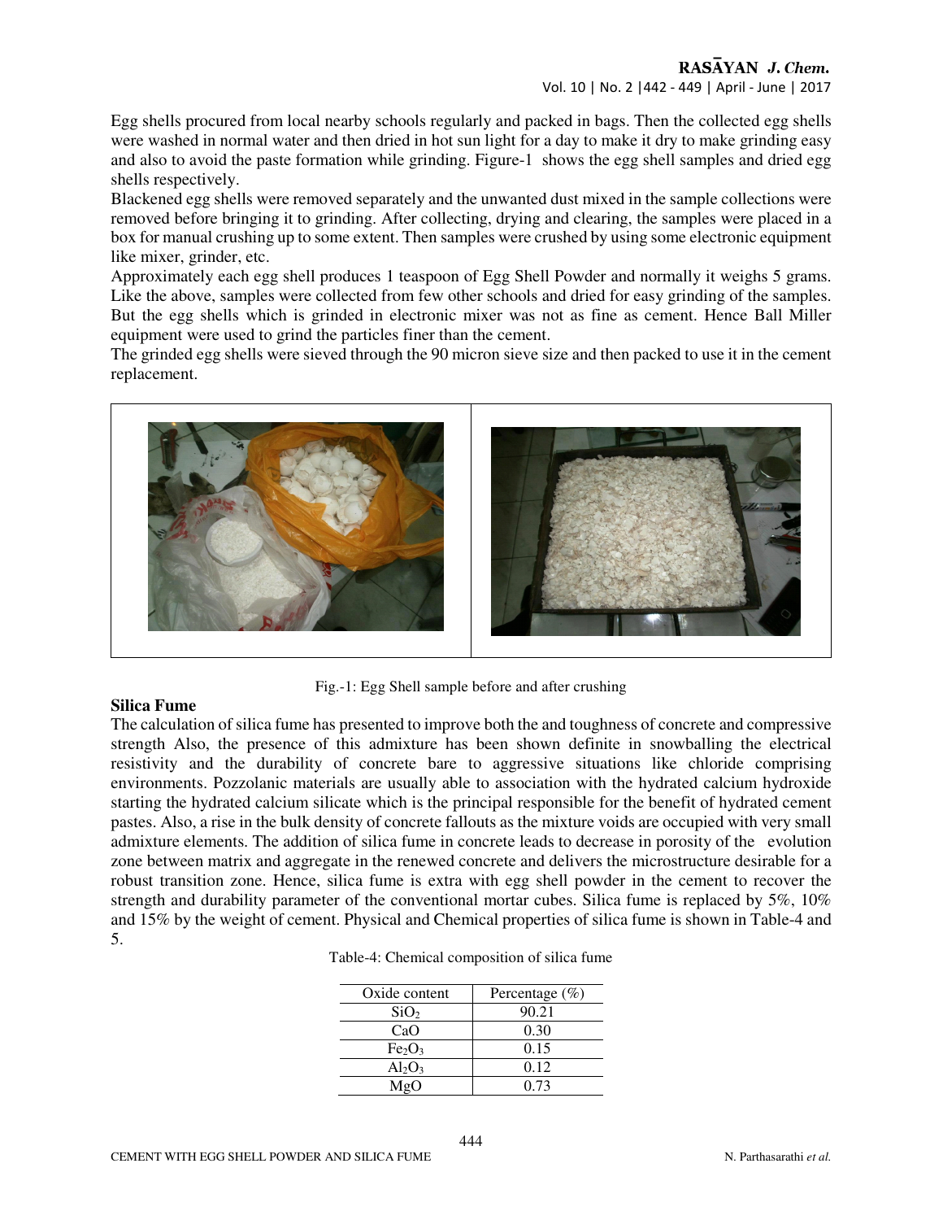Egg shells procured from local nearby schools regularly and packed in bags. Then the collected egg shells were washed in normal water and then dried in hot sun light for a day to make it dry to make grinding easy and also to avoid the paste formation while grinding. Figure-1 shows the egg shell samples and dried egg shells respectively.

Blackened egg shells were removed separately and the unwanted dust mixed in the sample collections were removed before bringing it to grinding. After collecting, drying and clearing, the samples were placed in a box for manual crushing up to some extent. Then samples were crushed by using some electronic equipment like mixer, grinder, etc.

Approximately each egg shell produces 1 teaspoon of Egg Shell Powder and normally it weighs 5 grams. Like the above, samples were collected from few other schools and dried for easy grinding of the samples. But the egg shells which is grinded in electronic mixer was not as fine as cement. Hence Ball Miller equipment were used to grind the particles finer than the cement.

The grinded egg shells were sieved through the 90 micron sieve size and then packed to use it in the cement replacement.

Fig.-1: Egg Shell sample before and after crushing

### Silica Fume

The calculation of silica fume has presented to improve both the and toughness of concrete and compressive strength Also, the presence of this admixture has been shown definite in snowballing the electrical resistivity and the durability of concrete bare to aggressive situations like chloride comprising environments. Pozzolanic materials are usually able to association with the hydrated calcium hydroxide starting the hydrated calcium silicate which is the principal responsible for the benefit of hydrated cement pastes. Also, a rise in the bulk density of concrete fallouts as the mixture voids are occupied with very small admixture elements. The addition of silica fume in concrete leads to decrease in porosity of the evolution zone between matrix and aggregate in the renewed concrete and delivers the microstructure desirable for a robust transition zone. Hence, silica fume is extra with egg shell powder in the cement to recover the strength and durability parameter of the conventional mortar cubes. Silica fume is replaced by 5%, 10% and 15% by the weight of cement. Physical and Chemical properties of silica fume is shown in Table-4 and 5.

Table-4: Chemical composition of silica fume

| Oxide content | Percentage (%) |
|---|---|
| $SiO_2$ | 90.21 |
| CaO | 0.30 |
| $Fe_2O_3$ | 0.15 |
| $Al_2O_3$ | 0.12 |
| MgO | 0.73 |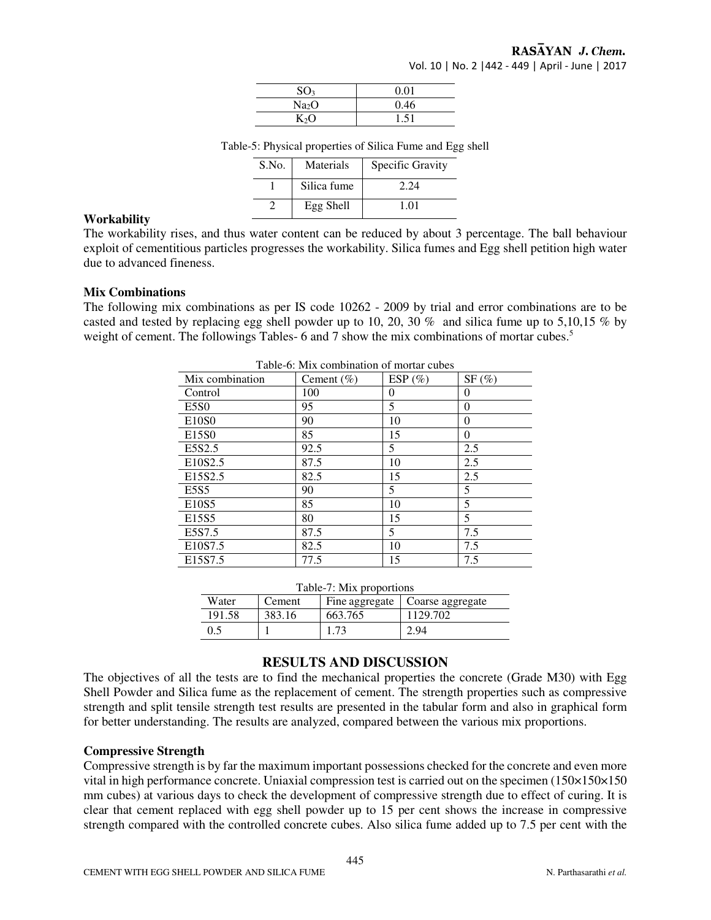| | |
|---|---|
| $SO_3$ | 0.01 |
| $Na_2O$ | 0.46 |
| $K_2O$ | 1.51 |

Table-5: Physical properties of Silica Fume and Egg shell

| S.No. | Materials | Specific Gravity |
|---|---|---|
| 1 | Silica fume | 2.24 |
| 2 | Egg Shell | 1.01 |

**Workability**

The workability rises, and thus water content can be reduced by about 3 percentage. The ball behaviour exploit of cementitious particles progresses the workability. Silica fumes and Egg shell petition high water due to advanced fineness.

**Mix Combinations**

The following mix combinations as per IS code 10262 - 2009 by trial and error combinations are to be casted and tested by replacing egg shell powder up to 10, 20, 30 % and silica fume up to 5,10,15 % by weight of cement. The followings Tables- 6 and 7 show the mix combinations of mortar cubes.[5]

Table-6: Mix combination of mortar cubes

| Mix combination | Cement (%) | ESP (%) | SF (%) |
|---|---|---|---|
| Control | 100 | 0 | 0 |
| E5S0 | 95 | 5 | 0 |
| E10S0 | 90 | 10 | 0 |
| E15S0 | 85 | 15 | 0 |
| E5S2.5 | 92.5 | 5 | 2.5 |
| E10S2.5 | 87.5 | 10 | 2.5 |
| E15S2.5 | 82.5 | 15 | 2.5 |
| E5S5 | 90 | 5 | 5 |
| E10S5 | 85 | 10 | 5 |
| E15S5 | 80 | 15 | 5 |
| E5S7.5 | 87.5 | 5 | 7.5 |
| E10S7.5 | 82.5 | 10 | 7.5 |
| E15S7.5 | 77.5 | 15 | 7.5 |

Table-7: Mix proportions

| Water | Cement | Fine aggregate | Coarse aggregate |
|---|---|---|---|
| 191.58 | 383.16 | 663.765 | 1129.702 |
| 0.5 | 1 | 1.73 | 2.94 |

## RESULTS AND DISCUSSION

The objectives of all the tests are to find the mechanical properties the concrete (Grade M30) with Egg Shell Powder and Silica fume as the replacement of cement. The strength properties such as compressive strength and split tensile strength test results are presented in the tabular form and also in graphical form for better understanding. The results are analyzed, compared between the various mix proportions.

**Compressive Strength**

Compressive strength is by far the maximum important possessions checked for the concrete and even more vital in high performance concrete. Uniaxial compression test is carried out on the specimen (150×150×150 mm cubes) at various days to check the development of compressive strength due to effect of curing. It is clear that cement replaced with egg shell powder up to 15 per cent shows the increase in compressive strength compared with the controlled concrete cubes. Also silica fume added up to 7.5 per cent with the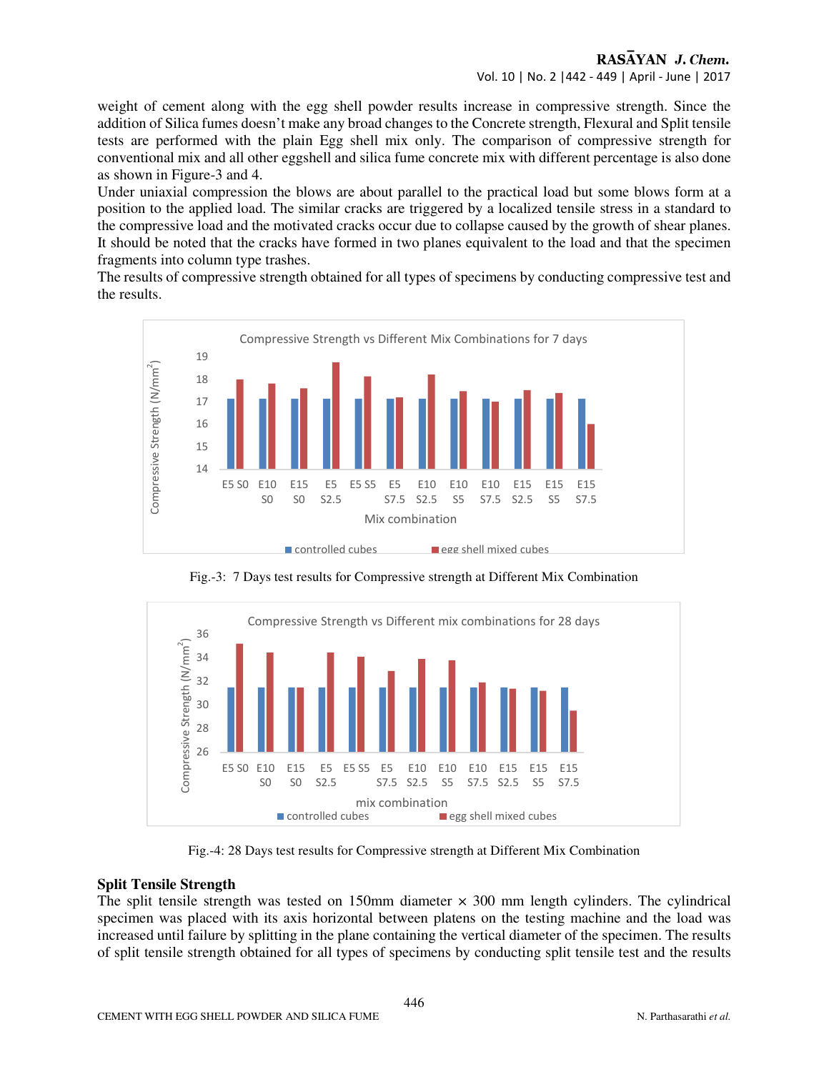weight of cement along with the egg shell powder results increase in compressive strength. Since the addition of Silica fumes doesn't make any broad changes to the Concrete strength, Flexural and Split tensile tests are performed with the plain Egg shell mix only. The comparison of compressive strength for conventional mix and all other eggshell and silica fume concrete mix with different percentage is also done as shown in Figure-3 and 4.

Under uniaxial compression the blows are about parallel to the practical load but some blows form at a position to the applied load. The similar cracks are triggered by a localized tensile stress in a standard to the compressive load and the motivated cracks occur due to collapse caused by the growth of shear planes. It should be noted that the cracks have formed in two planes equivalent to the load and that the specimen fragments into column type trashes.

The results of compressive strength obtained for all types of specimens by conducting compressive test and the results.

Fig.-3: 7 Days test results for Compressive strength at Different Mix Combination

Fig.-4: 28 Days test results for Compressive strength at Different Mix Combination

## Split Tensile Strength

The split tensile strength was tested on 150mm diameter × 300 mm length cylinders. The cylindrical specimen was placed with its axis horizontal between platens on the testing machine and the load was increased until failure by splitting in the plane containing the vertical diameter of the specimen. The results of split tensile strength obtained for all types of specimens by conducting split tensile test and the results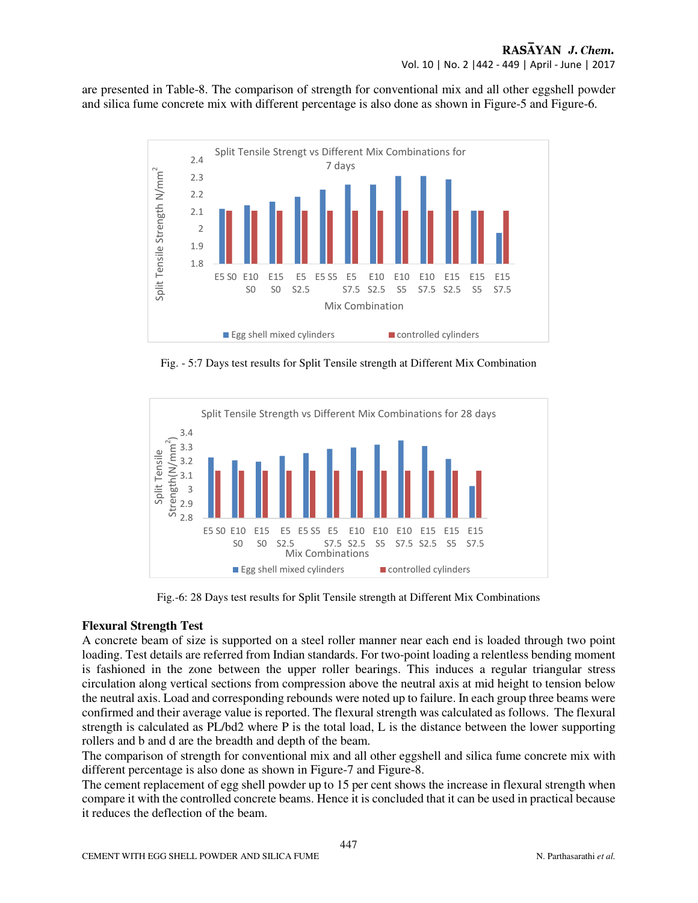are presented in Table-8. The comparison of strength for conventional mix and all other eggshell powder and silica fume concrete mix with different percentage is also done as shown in Figure-5 and Figure-6.

Fig. - 5:7 Days test results for Split Tensile strength at Different Mix Combination

Fig.-6: 28 Days test results for Split Tensile strength at Different Mix Combinations

**Flexural Strength Test**

A concrete beam of size is supported on a steel roller manner near each end is loaded through two point loading. Test details are referred from Indian standards. For two-point loading a relentless bending moment is fashioned in the zone between the upper roller bearings. This induces a regular triangular stress circulation along vertical sections from compression above the neutral axis at mid height to tension below the neutral axis. Load and corresponding rebounds were noted up to failure. In each group three beams were confirmed and their average value is reported. The flexural strength was calculated as follows. The flexural strength is calculated as PL/bd2 where P is the total load, L is the distance between the lower supporting rollers and b and d are the breadth and depth of the beam.

The comparison of strength for conventional mix and all other eggshell and silica fume concrete mix with different percentage is also done as shown in Figure-7 and Figure-8.

The cement replacement of egg shell powder up to 15 per cent shows the increase in flexural strength when compare it with the controlled concrete beams. Hence it is concluded that it can be used in practical because it reduces the deflection of the beam.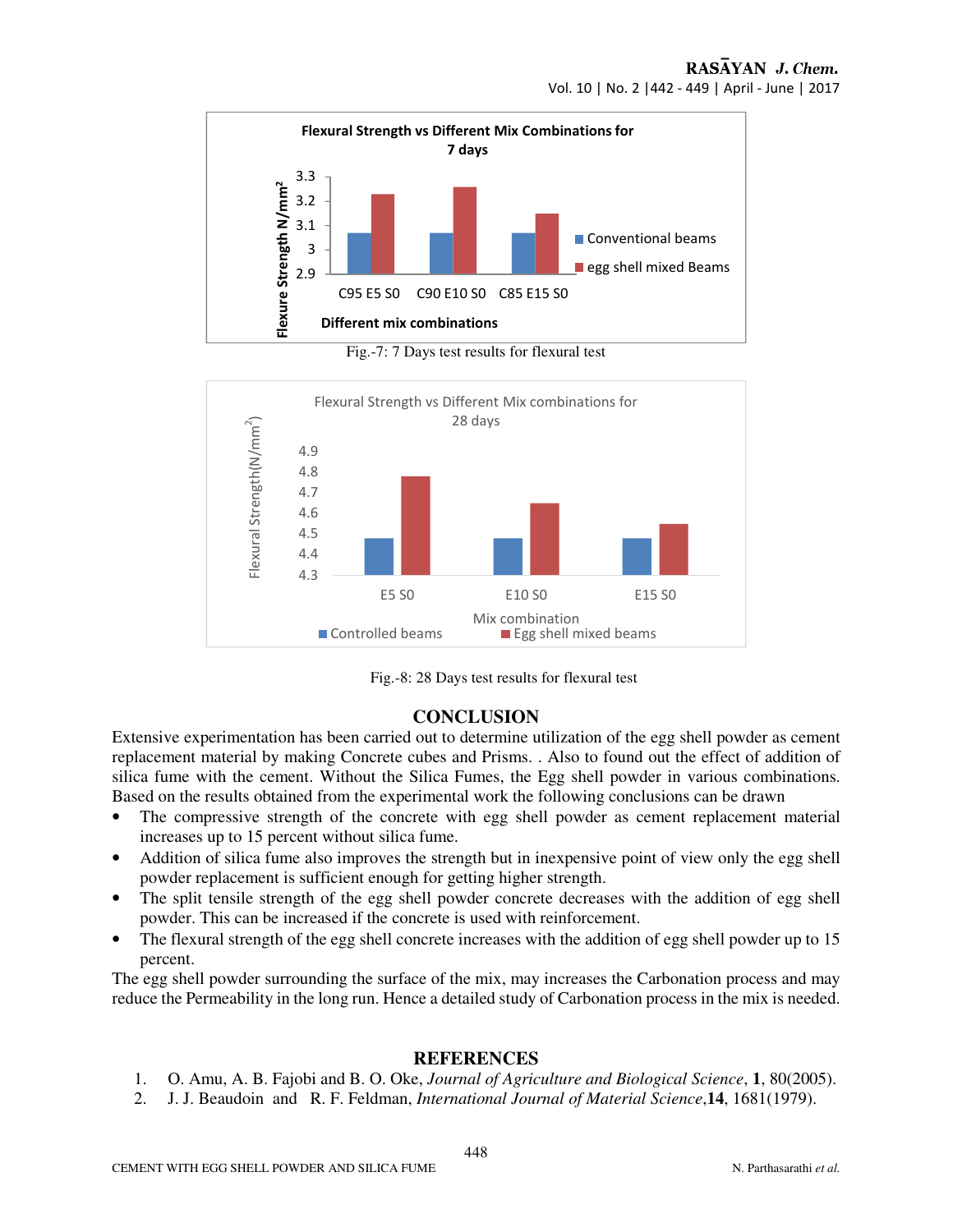Fig.-7: 7 Days test results for flexural test

Fig.-8: 28 Days test results for flexural test

## CONCLUSION

Extensive experimentation has been carried out to determine utilization of the egg shell powder as cement replacement material by making Concrete cubes and Prisms. . Also to found out the effect of addition of silica fume with the cement. Without the Silica Fumes, the Egg shell powder in various combinations. Based on the results obtained from the experimental work the following conclusions can be drawn

- The compressive strength of the concrete with egg shell powder as cement replacement material increases up to 15 percent without silica fume.
- Addition of silica fume also improves the strength but in inexpensive point of view only the egg shell powder replacement is sufficient enough for getting higher strength.
- The split tensile strength of the egg shell powder concrete decreases with the addition of egg shell powder. This can be increased if the concrete is used with reinforcement.
- The flexural strength of the egg shell concrete increases with the addition of egg shell powder up to 15 percent.

The egg shell powder surrounding the surface of the mix, may increases the Carbonation process and may reduce the Permeability in the long run. Hence a detailed study of Carbonation process in the mix is needed.

## REFERENCES

1. O. Amu, A. B. Fajobi and B. O. Oke, *Journal of Agriculture and Biological Science*, **1**, 80(2005).
2. J. J. Beaudoin and R. F. Feldman, *International Journal of Material Science*,**14**, 1681(1979).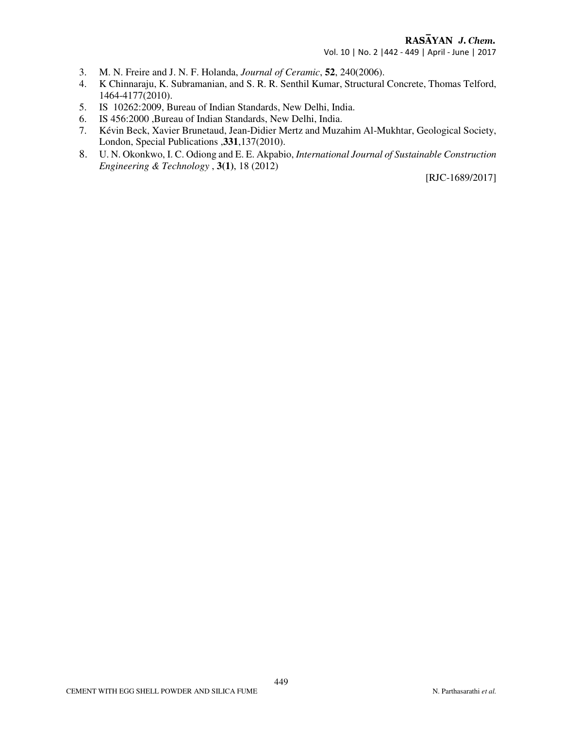3. M. N. Freire and J. N. F. Holanda, *Journal of Ceramic*, **52**, 240(2006).
4. K Chinnaraju, K. Subramanian, and S. R. R. Senthil Kumar, Structural Concrete, Thomas Telford, 1464-4177(2010).
5. IS 10262:2009, Bureau of Indian Standards, New Delhi, India.
6. IS 456:2000 ,Bureau of Indian Standards, New Delhi, India.
7. Kévin Beck, Xavier Brunetaud, Jean-Didier Mertz and Muzahim Al-Mukhtar, Geological Society, London, Special Publications ,**331**,137(2010).
8. U. N. Okonkwo, I. C. Odiong and E. E. Akpabio, *International Journal of Sustainable Construction Engineering & Technology* , **3(1)**, 18 (2012)

[RJC-1689/2017]